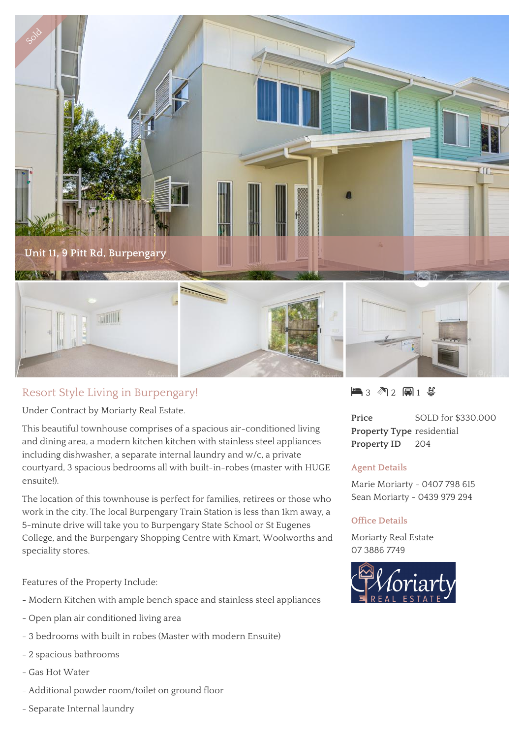Sold

Unit 11, 9 Pitt Rd, Burpengary

## Resort Style Living in Burpengary!

Under Contract by Moriarty Real Estate.

This beautiful townhouse comprises of a spacious air-conditioned living and dining area, a modern kitchen kitchen with stainless steel appliances including dishwasher, a separate internal laundry and w/c, a private courtyard, 3 spacious bedrooms all with built-in-robes (master with HUGE ensuite!).

The location of this townhouse is perfect for families, retirees or those who work in the city. The local Burpengary Train Station is less than 1km away, a 5-minute drive will take you to Burpengary State School or St Eugenes College, and the Burpengary Shopping Centre with Kmart, Woolworths and speciality stores.

Features of the Property Include:

- Modern Kitchen with ample bench space and stainless steel appliances
- Open plan air conditioned living area
- 3 bedrooms with built in robes (Master with modern Ensuite)
- 2 spacious bathrooms
- Gas Hot Water
- Additional powder room/toilet on ground floor
- Separate Internal laundry

3 2 1

| | |
|---|---|
| **Price** | SOLD for $330,000 |
| **Property Type** | residential |
| **Property ID** | 204 |

### Agent Details

Marie Moriarty - 0407 798 615
Sean Moriarty - 0439 979 294

### Office Details

Moriarty Real Estate
07 3886 7749

Moriarty REAL ESTATE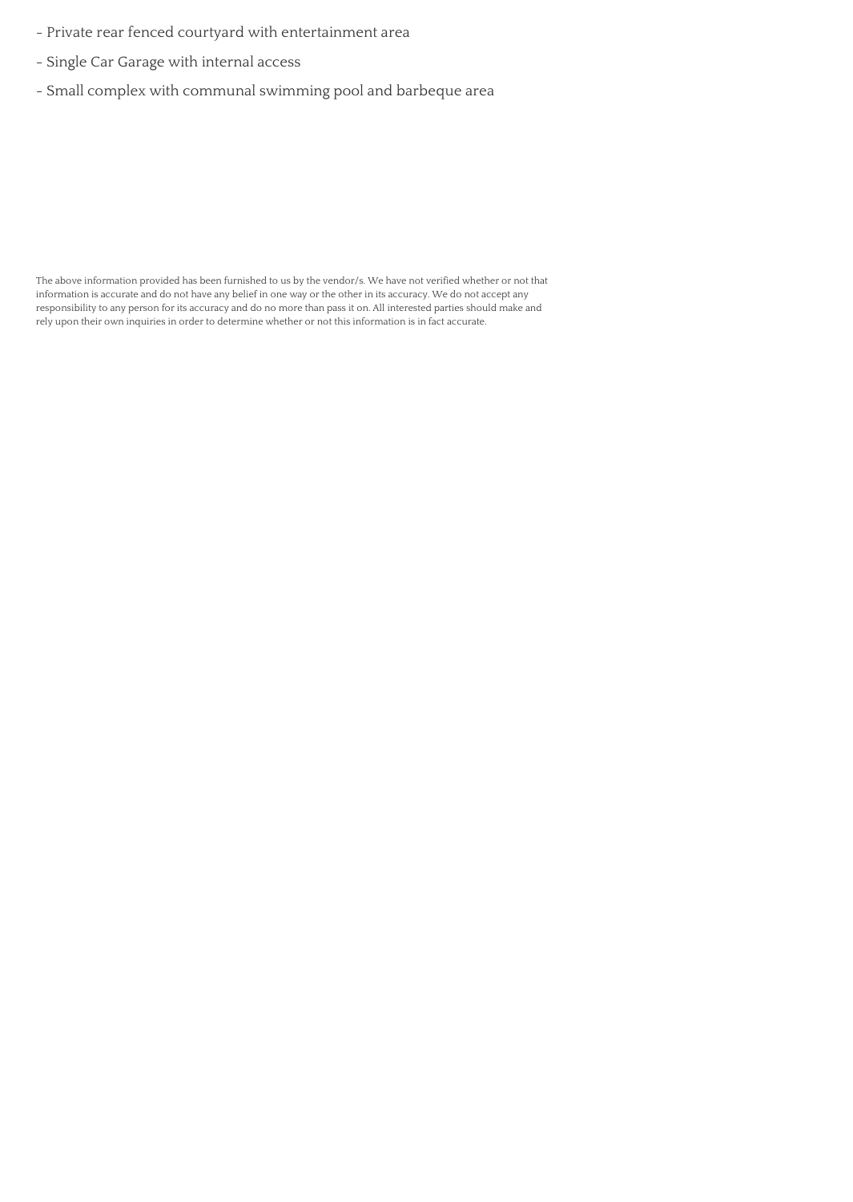- Private rear fenced courtyard with entertainment area
- Single Car Garage with internal access
- Small complex with communal swimming pool and barbeque area

The above information provided has been furnished to us by the vendor/s. We have not verified whether or not that information is accurate and do not have any belief in one way or the other in its accuracy. We do not accept any responsibility to any person for its accuracy and do no more than pass it on. All interested parties should make and rely upon their own inquiries in order to determine whether or not this information is in fact accurate.